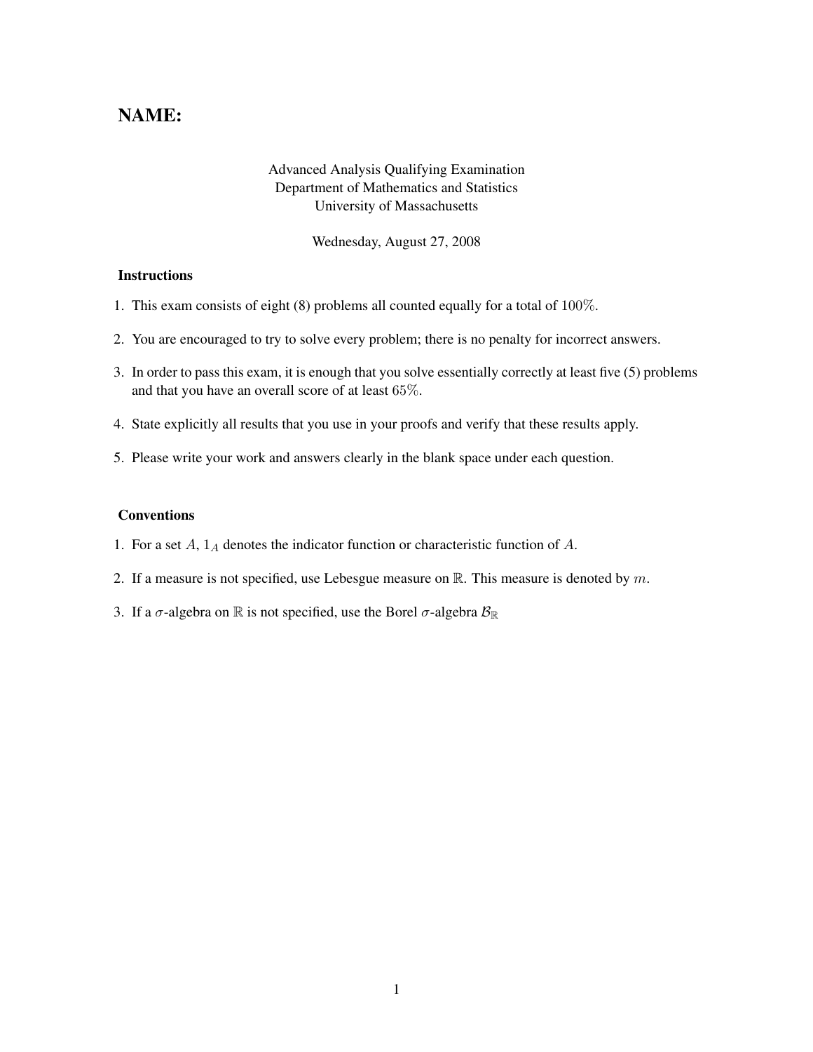# NAME:

Advanced Analysis Qualifying Examination
Department of Mathematics and Statistics
University of Massachusetts

Wednesday, August 27, 2008

### Instructions

1. This exam consists of eight (8) problems all counted equally for a total of $100\%$.
2. You are encouraged to try to solve every problem; there is no penalty for incorrect answers.
3. In order to pass this exam, it is enough that you solve essentially correctly at least five (5) problems and that you have an overall score of at least $65\%$.
4. State explicitly all results that you use in your proofs and verify that these results apply.
5. Please write your work and answers clearly in the blank space under each question.

### Conventions

1. For a set $A$, $1_A$ denotes the indicator function or characteristic function of $A$.
2. If a measure is not specified, use Lebesgue measure on $\mathbb{R}$. This measure is denoted by $m$.
3. If a $\sigma$-algebra on $\mathbb{R}$ is not specified, use the Borel $\sigma$-algebra $\mathcal{B}_{\mathbb{R}}$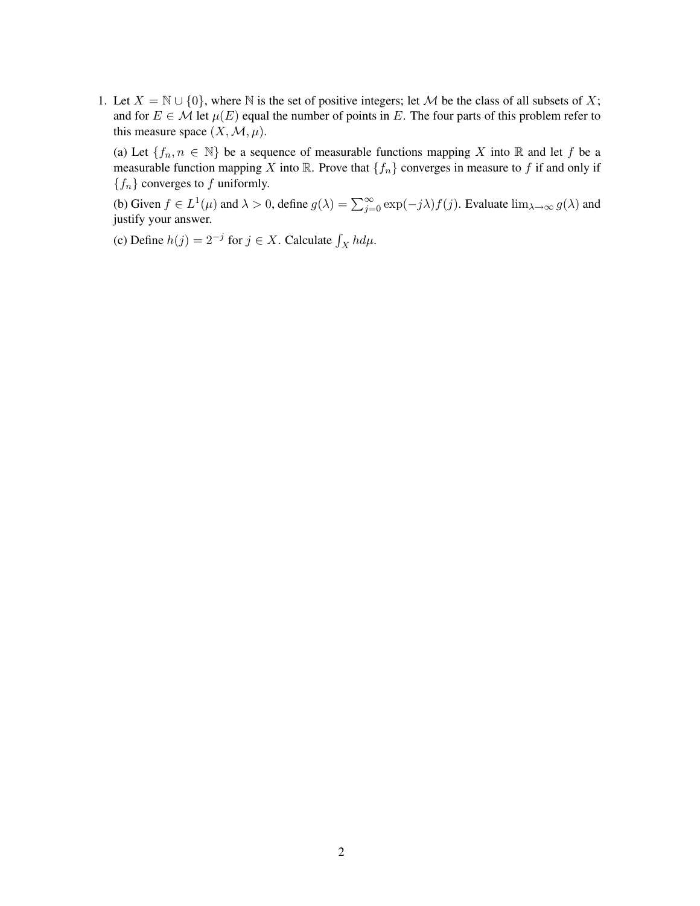1. Let $X = \mathbb{N} \cup \{0\}$, where $\mathbb{N}$ is the set of positive integers; let $\mathcal{M}$ be the class of all subsets of $X$; and for $E \in \mathcal{M}$ let $\mu(E)$ equal the number of points in $E$. The four parts of this problem refer to this measure space $(X, \mathcal{M}, \mu)$.

   (a) Let $\{f_n, n \in \mathbb{N}\}$ be a sequence of measurable functions mapping $X$ into $\mathbb{R}$ and let $f$ be a measurable function mapping $X$ into $\mathbb{R}$. Prove that $\{f_n\}$ converges in measure to $f$ if and only if $\{f_n\}$ converges to $f$ uniformly.

   (b) Given $f \in L^1(\mu)$ and $\lambda > 0$, define $g(\lambda) = \sum_{j=0}^{\infty} \exp(-j\lambda) f(j)$. Evaluate $\lim_{\lambda \to \infty} g(\lambda)$ and justify your answer.

   (c) Define $h(j) = 2^{-j}$ for $j \in X$. Calculate $\int_X h d\mu$.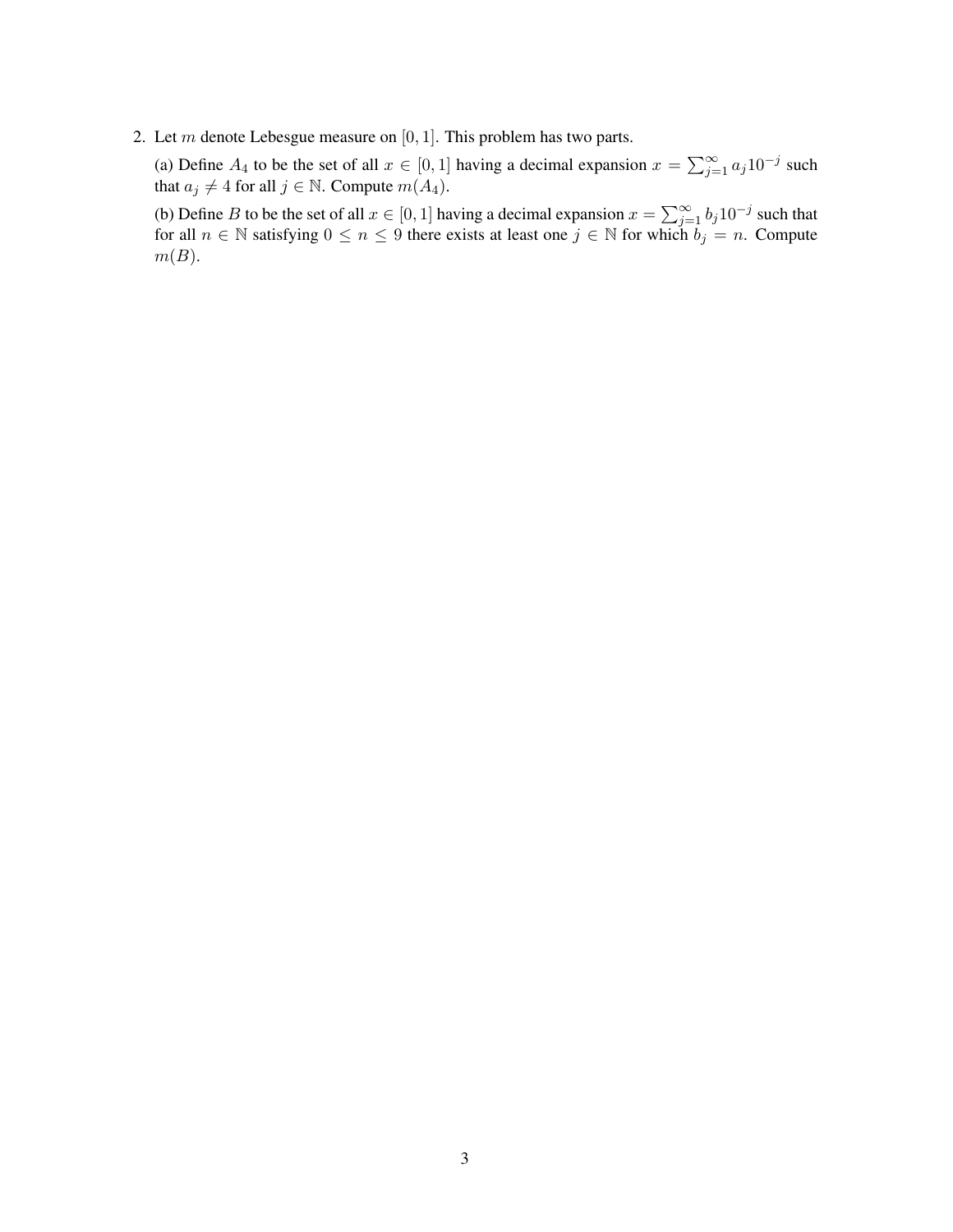2. Let $m$ denote Lebesgue measure on $[0, 1]$. This problem has two parts.

   (a) Define $A_4$ to be the set of all $x \in [0, 1]$ having a decimal expansion $x = \sum_{j=1}^{\infty} a_j 10^{-j}$ such that $a_j \neq 4$ for all $j \in \mathbb{N}$. Compute $m(A_4)$.

   (b) Define $B$ to be the set of all $x \in [0, 1]$ having a decimal expansion $x = \sum_{j=1}^{\infty} b_j 10^{-j}$ such that for all $n \in \mathbb{N}$ satisfying $0 \leq n \leq 9$ there exists at least one $j \in \mathbb{N}$ for which $b_j = n$. Compute $m(B)$.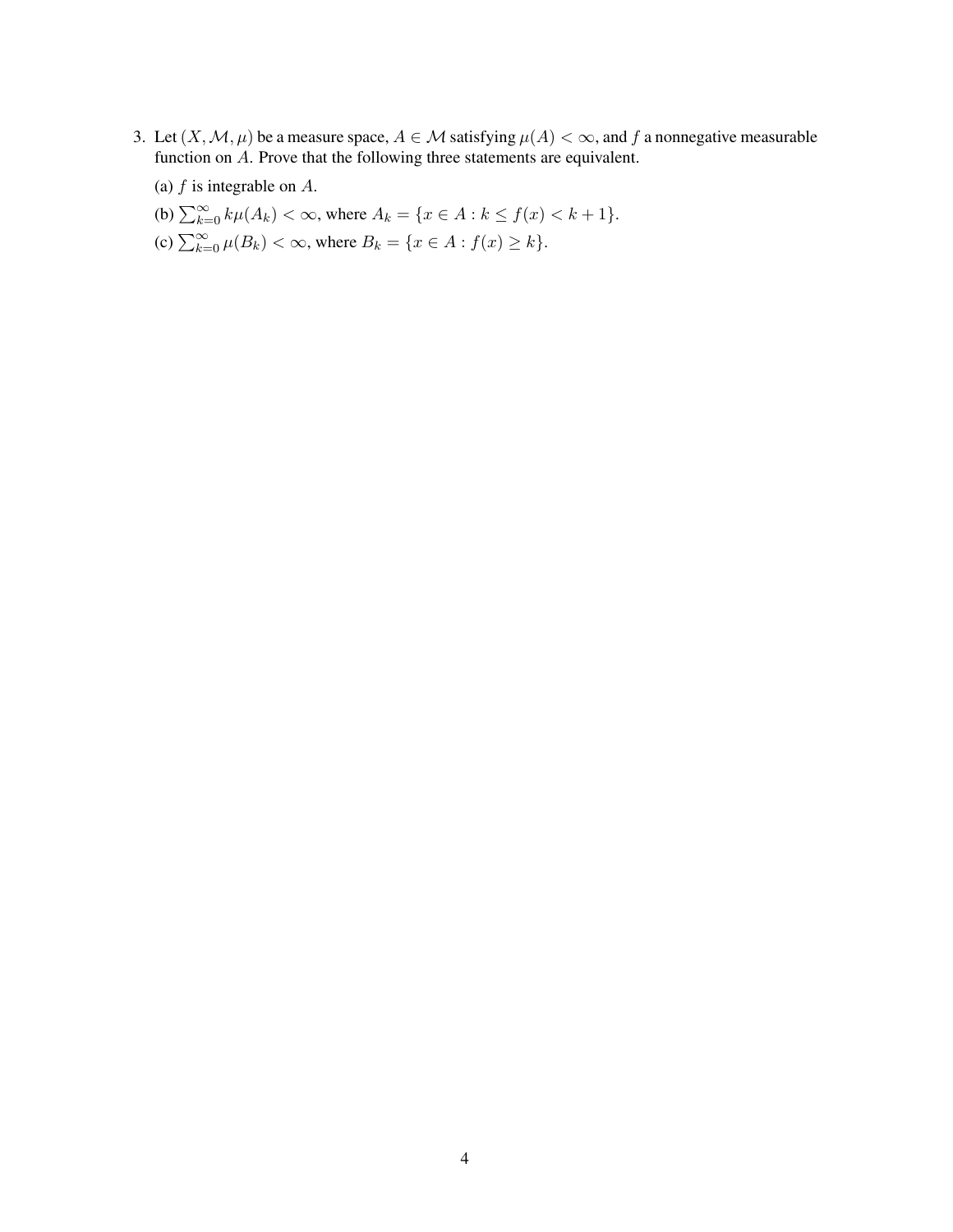3. Let $(X, \mathcal{M}, \mu)$ be a measure space, $A \in \mathcal{M}$ satisfying $\mu(A) < \infty$, and $f$ a nonnegative measurable function on $A$. Prove that the following three statements are equivalent.

   (a) $f$ is integrable on $A$.

   (b) $\sum_{k=0}^{\infty} k\mu(A_k) < \infty$, where $A_k = \{x \in A : k \leq f(x) < k+1\}$.

   (c) $\sum_{k=0}^{\infty} \mu(B_k) < \infty$, where $B_k = \{x \in A : f(x) \geq k\}$.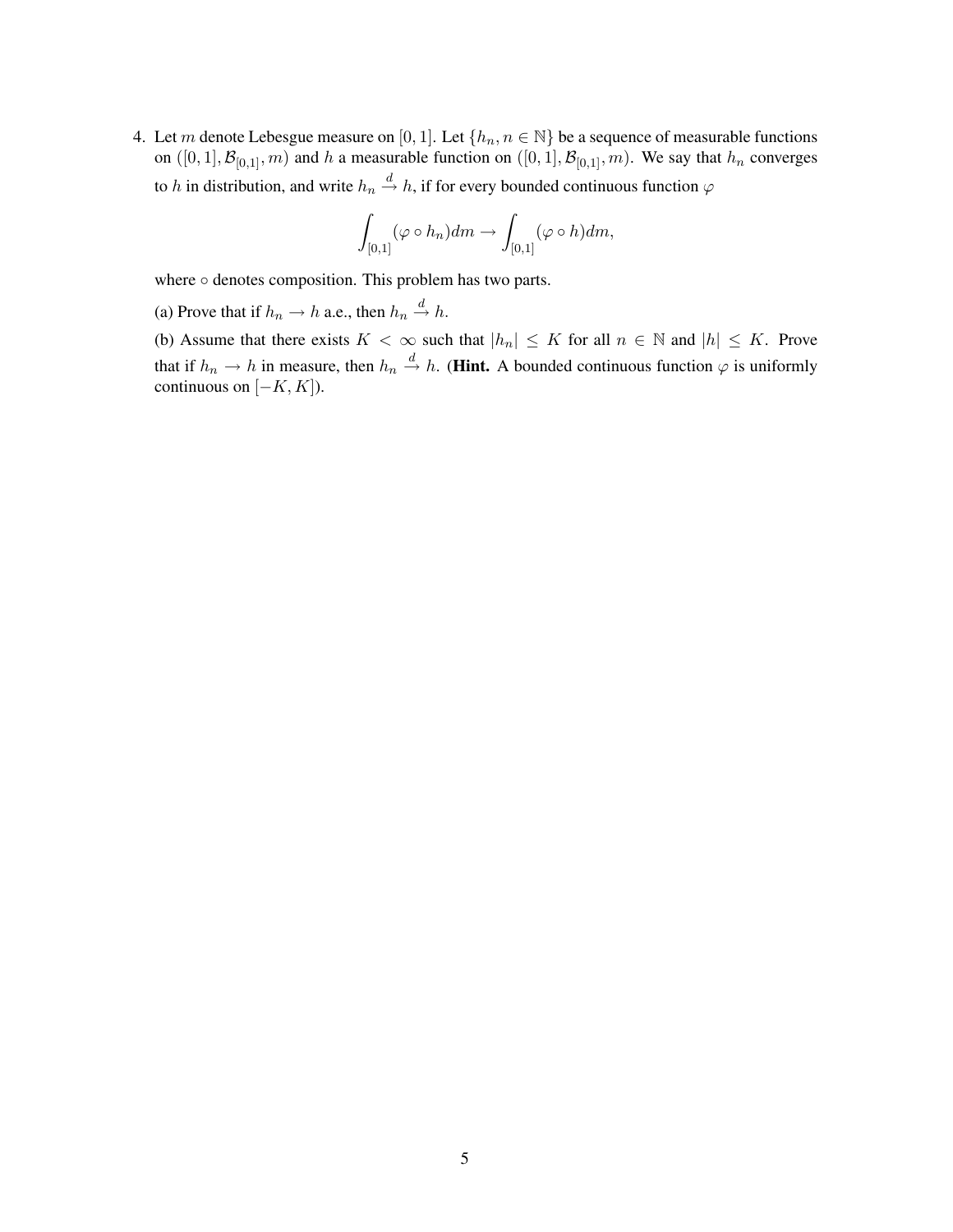4. Let $m$ denote Lebesgue measure on $[0,1]$. Let $\{h_n, n \in \mathbb{N}\}$ be a sequence of measurable functions on $([0,1], \mathcal{B}_{[0,1]}, m)$ and $h$ a measurable function on $([0,1], \mathcal{B}_{[0,1]}, m)$. We say that $h_n$ converges to $h$ in distribution, and write $h_n \xrightarrow{d} h$, if for every bounded continuous function $\varphi$

$$\int_{[0,1]} (\varphi \circ h_n) dm \to \int_{[0,1]} (\varphi \circ h) dm,$$

where $\circ$ denotes composition. This problem has two parts.

(a) Prove that if $h_n \to h$ a.e., then $h_n \xrightarrow{d} h$.

(b) Assume that there exists $K < \infty$ such that $|h_n| \leq K$ for all $n \in \mathbb{N}$ and $|h| \leq K$. Prove that if $h_n \to h$ in measure, then $h_n \xrightarrow{d} h$. (**Hint.** A bounded continuous function $\varphi$ is uniformly continuous on $[-K, K]$).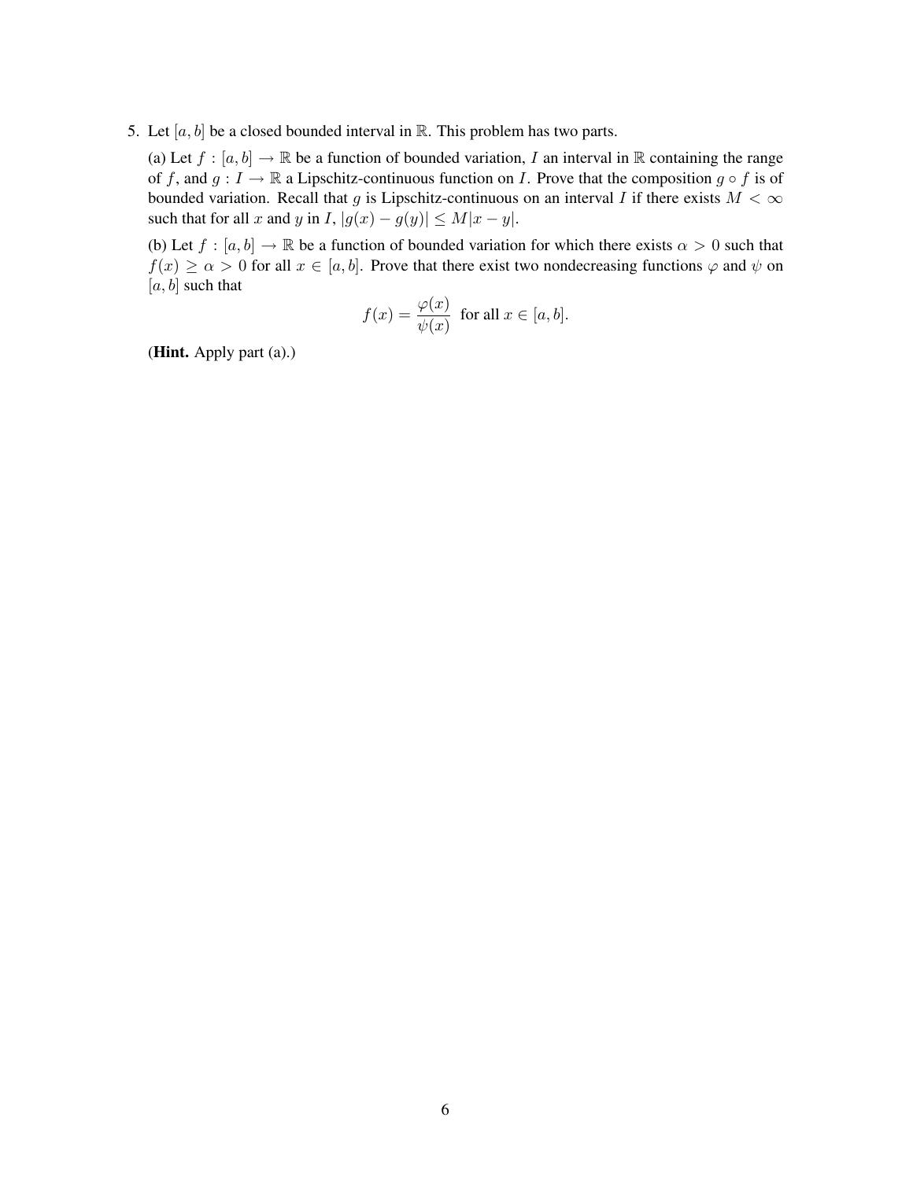5. Let $[a, b]$ be a closed bounded interval in $\mathbb{R}$. This problem has two parts.

   (a) Let $f : [a, b] \to \mathbb{R}$ be a function of bounded variation, $I$ an interval in $\mathbb{R}$ containing the range of $f$, and $g : I \to \mathbb{R}$ a Lipschitz-continuous function on $I$. Prove that the composition $g \circ f$ is of bounded variation. Recall that $g$ is Lipschitz-continuous on an interval $I$ if there exists $M < \infty$ such that for all $x$ and $y$ in $I$, $|g(x) - g(y)| \leq M|x - y|$.

   (b) Let $f : [a, b] \to \mathbb{R}$ be a function of bounded variation for which there exists $\alpha > 0$ such that $f(x) \geq \alpha > 0$ for all $x \in [a, b]$. Prove that there exist two nondecreasing functions $\varphi$ and $\psi$ on $[a, b]$ such that

$$f(x) = \frac{\varphi(x)}{\psi(x)} \text{ for all } x \in [a, b].$$

   (**Hint.** Apply part (a).)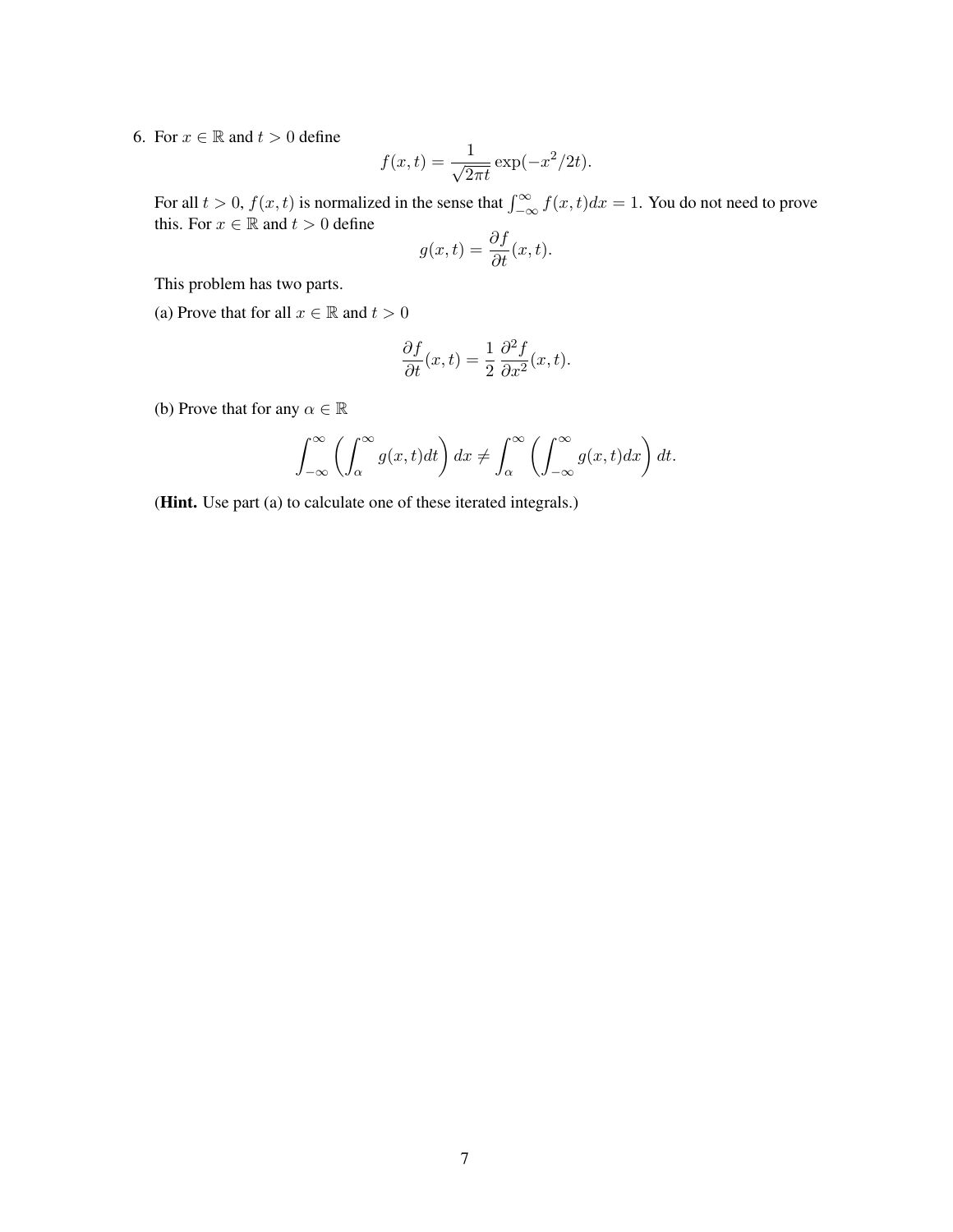6. For $x \in \mathbb{R}$ and $t > 0$ define

$$f(x,t) = \frac{1}{\sqrt{2\pi t}} \exp(-x^2/2t).$$

For all $t > 0$, $f(x,t)$ is normalized in the sense that $\int_{-\infty}^{\infty} f(x,t)dx = 1$. You do not need to prove this. For $x \in \mathbb{R}$ and $t > 0$ define

$$g(x,t) = \frac{\partial f}{\partial t}(x,t).$$

This problem has two parts.

(a) Prove that for all $x \in \mathbb{R}$ and $t > 0$

$$\frac{\partial f}{\partial t}(x,t) = \frac{1}{2} \frac{\partial^2 f}{\partial x^2}(x,t).$$

(b) Prove that for any $\alpha \in \mathbb{R}$

$$\int_{-\infty}^{\infty} \left( \int_{\alpha}^{\infty} g(x,t)dt \right) dx \neq \int_{\alpha}^{\infty} \left( \int_{-\infty}^{\infty} g(x,t)dx \right) dt.$$

(**Hint.** Use part (a) to calculate one of these iterated integrals.)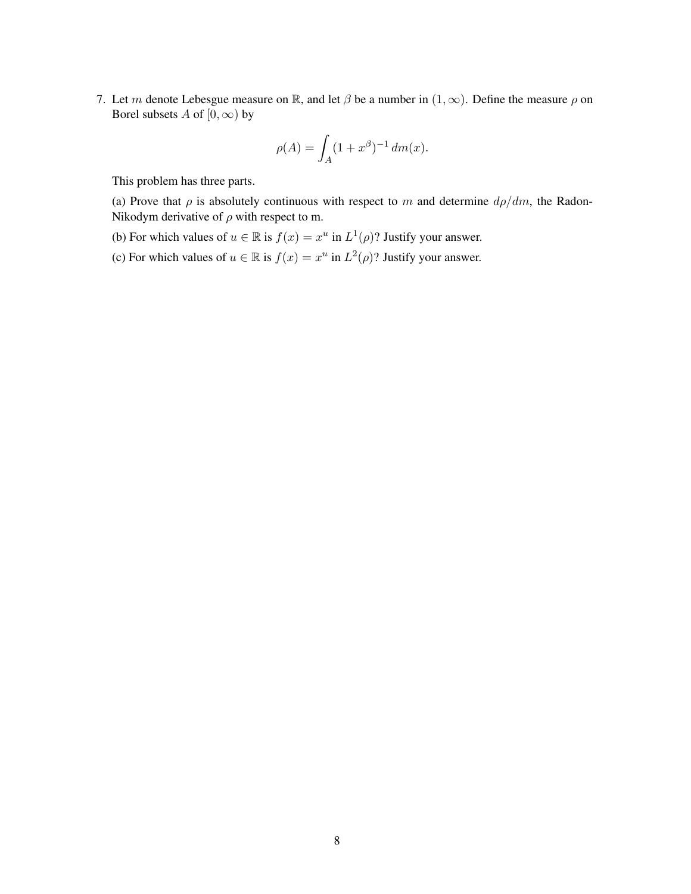7. Let $m$ denote Lebesgue measure on $\mathbb{R}$, and let $\beta$ be a number in $(1, \infty)$. Define the measure $\rho$ on Borel subsets $A$ of $[0, \infty)$ by

$$\rho(A) = \int_A (1 + x^\beta)^{-1} \, dm(x).$$

This problem has three parts.

(a) Prove that $\rho$ is absolutely continuous with respect to $m$ and determine $d\rho/dm$, the Radon-Nikodym derivative of $\rho$ with respect to m.

(b) For which values of $u \in \mathbb{R}$ is $f(x) = x^u$ in $L^1(\rho)$? Justify your answer.

(c) For which values of $u \in \mathbb{R}$ is $f(x) = x^u$ in $L^2(\rho)$? Justify your answer.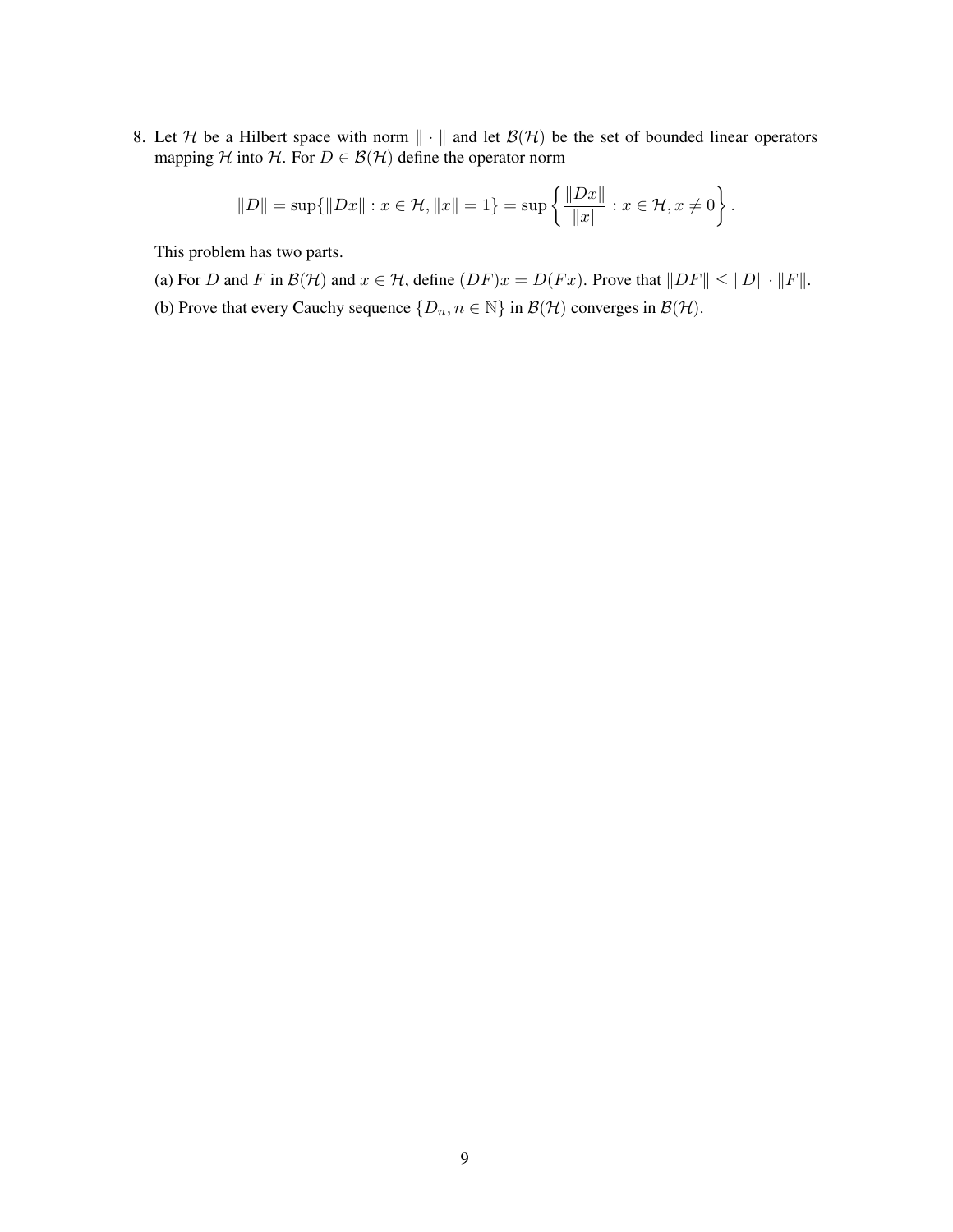8. Let $\mathcal{H}$ be a Hilbert space with norm $\|\cdot\|$ and let $\mathcal{B}(\mathcal{H})$ be the set of bounded linear operators mapping $\mathcal{H}$ into $\mathcal{H}$. For $D \in \mathcal{B}(\mathcal{H})$ define the operator norm

$$\|D\| = \sup\{\|Dx\| : x \in \mathcal{H}, \|x\| = 1\} = \sup\left\{\frac{\|Dx\|}{\|x\|} : x \in \mathcal{H}, x \neq 0\right\}.$$

This problem has two parts.

(a) For $D$ and $F$ in $\mathcal{B}(\mathcal{H})$ and $x \in \mathcal{H}$, define $(DF)x = D(Fx)$. Prove that $\|DF\| \leq \|D\| \cdot \|F\|$.

(b) Prove that every Cauchy sequence $\{D_n, n \in \mathbb{N}\}$ in $\mathcal{B}(\mathcal{H})$ converges in $\mathcal{B}(\mathcal{H})$.